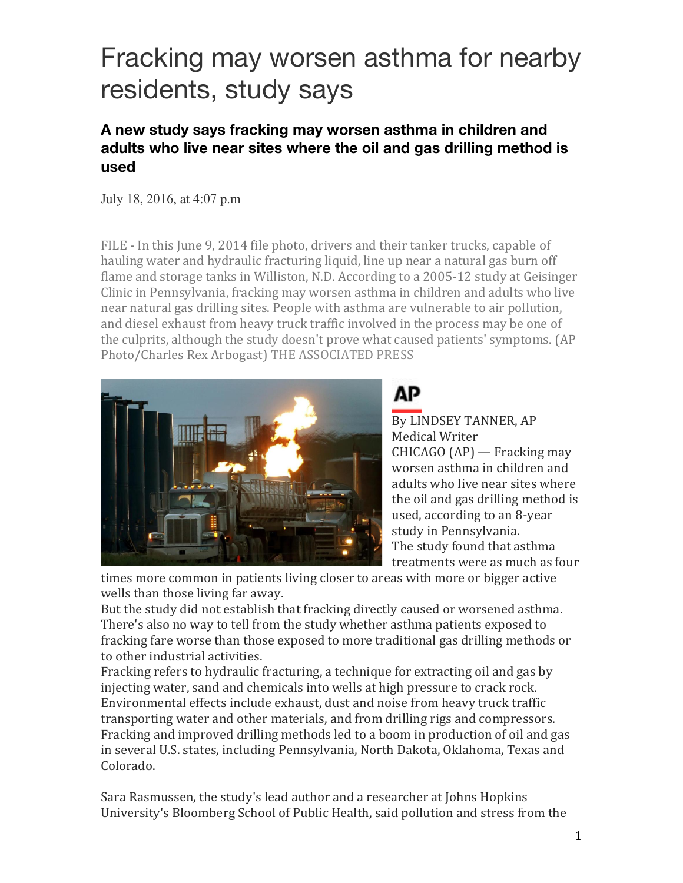# Fracking may worsen asthma for nearby residents, study says

### A new study says fracking may worsen asthma in children and adults who live near sites where the oil and gas drilling method is used

July 18, 2016, at 4:07 p.m

FILE - In this June 9, 2014 file photo, drivers and their tanker trucks, capable of hauling water and hydraulic fracturing liquid, line up near a natural gas burn off flame and storage tanks in Williston, N.D. According to a 2005-12 study at Geisinger Clinic in Pennsylvania, fracking may worsen asthma in children and adults who live near natural gas drilling sites. People with asthma are vulnerable to air pollution, and diesel exhaust from heavy truck traffic involved in the process may be one of the culprits, although the study doesn't prove what caused patients' symptoms. (AP Photo/Charles Rex Arbogast) THE ASSOCIATED PRESS

AP

By LINDSEY TANNER, AP Medical Writer

CHICAGO (AP) — Fracking may worsen asthma in children and adults who live near sites where the oil and gas drilling method is used, according to an 8-year study in Pennsylvania.

The study found that asthma treatments were as much as four times more common in patients living closer to areas with more or bigger active wells than those living far away.

But the study did not establish that fracking directly caused or worsened asthma. There's also no way to tell from the study whether asthma patients exposed to fracking fare worse than those exposed to more traditional gas drilling methods or to other industrial activities.

Fracking refers to hydraulic fracturing, a technique for extracting oil and gas by injecting water, sand and chemicals into wells at high pressure to crack rock. Environmental effects include exhaust, dust and noise from heavy truck traffic transporting water and other materials, and from drilling rigs and compressors. Fracking and improved drilling methods led to a boom in production of oil and gas in several U.S. states, including Pennsylvania, North Dakota, Oklahoma, Texas and Colorado.

Sara Rasmussen, the study's lead author and a researcher at Johns Hopkins University's Bloomberg School of Public Health, said pollution and stress from the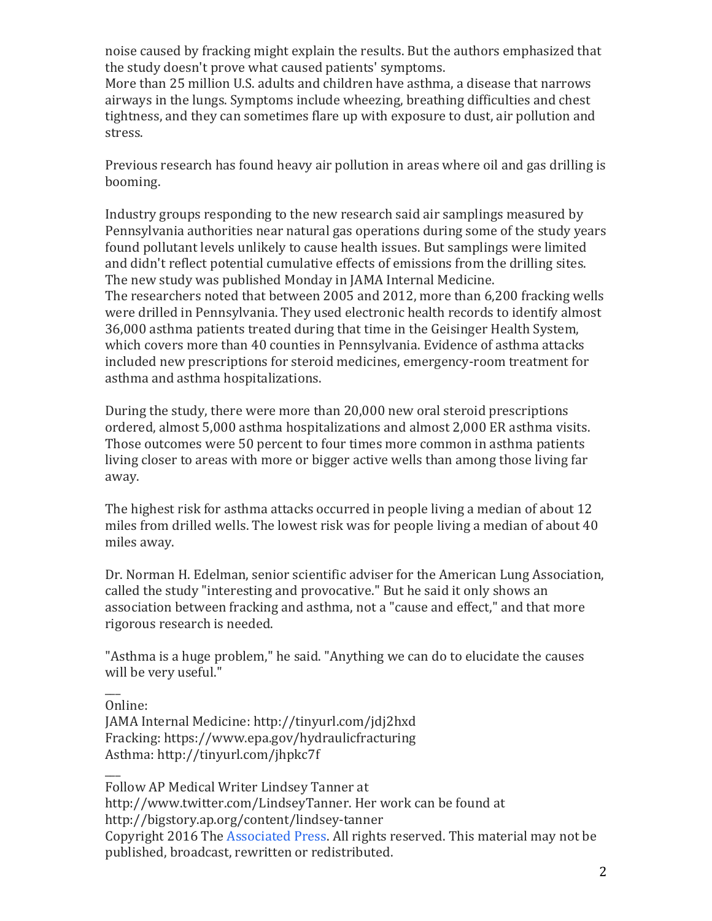noise caused by fracking might explain the results. But the authors emphasized that the study doesn't prove what caused patients' symptoms.
More than 25 million U.S. adults and children have asthma, a disease that narrows airways in the lungs. Symptoms include wheezing, breathing difficulties and chest tightness, and they can sometimes flare up with exposure to dust, air pollution and stress.

Previous research has found heavy air pollution in areas where oil and gas drilling is booming.

Industry groups responding to the new research said air samplings measured by Pennsylvania authorities near natural gas operations during some of the study years found pollutant levels unlikely to cause health issues. But samplings were limited and didn't reflect potential cumulative effects of emissions from the drilling sites.
The new study was published Monday in JAMA Internal Medicine.
The researchers noted that between 2005 and 2012, more than 6,200 fracking wells were drilled in Pennsylvania. They used electronic health records to identify almost 36,000 asthma patients treated during that time in the Geisinger Health System, which covers more than 40 counties in Pennsylvania. Evidence of asthma attacks included new prescriptions for steroid medicines, emergency-room treatment for asthma and asthma hospitalizations.

During the study, there were more than 20,000 new oral steroid prescriptions ordered, almost 5,000 asthma hospitalizations and almost 2,000 ER asthma visits. Those outcomes were 50 percent to four times more common in asthma patients living closer to areas with more or bigger active wells than among those living far away.

The highest risk for asthma attacks occurred in people living a median of about 12 miles from drilled wells. The lowest risk was for people living a median of about 40 miles away.

Dr. Norman H. Edelman, senior scientific adviser for the American Lung Association, called the study "interesting and provocative." But he said it only shows an association between fracking and asthma, not a "cause and effect," and that more rigorous research is needed.

"Asthma is a huge problem," he said. "Anything we can do to elucidate the causes will be very useful."

\_\_\_

Online:
JAMA Internal Medicine: http://tinyurl.com/jdj2hxd
Fracking: https://www.epa.gov/hydraulicfracturing
Asthma: http://tinyurl.com/jhpkc7f

\_\_\_

Follow AP Medical Writer Lindsey Tanner at
http://www.twitter.com/LindseyTanner. Her work can be found at
http://bigstory.ap.org/content/lindsey-tanner
Copyright 2016 The Associated Press. All rights reserved. This material may not be published, broadcast, rewritten or redistributed.